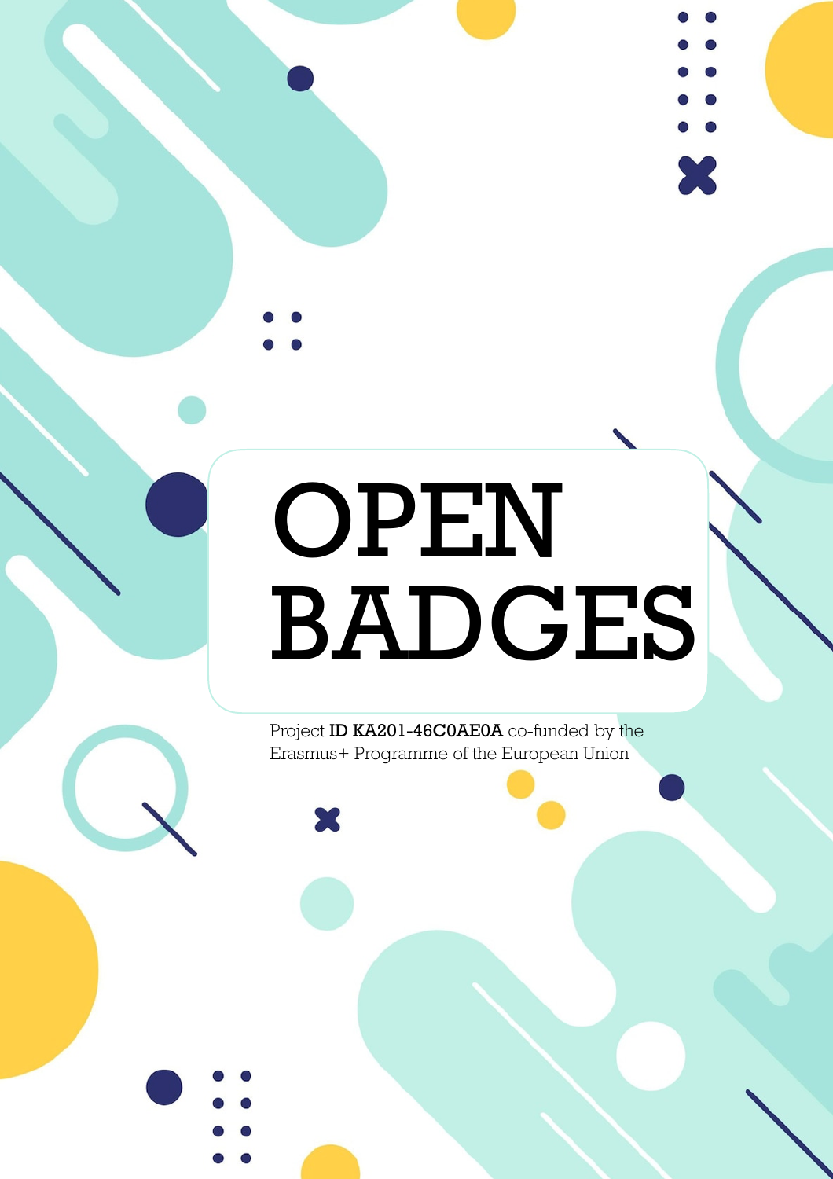# OPEN BADGES

Project **ID KA201-46C0AE0A** co-funded by the Erasmus+ Programme of the European Union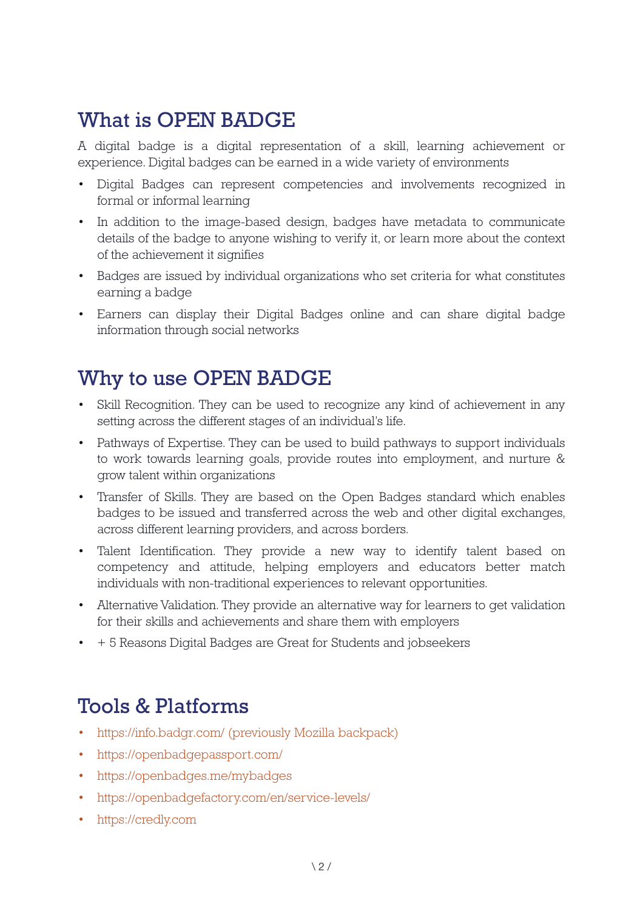## What is OPEN BADGE

A digital badge is a digital representation of a skill, learning achievement or experience. Digital badges can be earned in a wide variety of environments

- Digital Badges can represent competencies and involvements recognized in formal or informal learning
- In addition to the image-based design, badges have metadata to communicate details of the badge to anyone wishing to verify it, or learn more about the context of the achievement it signifies
- Badges are issued by individual organizations who set criteria for what constitutes earning a badge
- Earners can display their Digital Badges online and can share digital badge information through social networks

## Why to use OPEN BADGE

- Skill Recognition. They can be used to recognize any kind of achievement in any setting across the different stages of an individual's life.
- Pathways of Expertise. They can be used to build pathways to support individuals to work towards learning goals, provide routes into employment, and nurture & grow talent within organizations
- Transfer of Skills. They are based on the Open Badges standard which enables badges to be issued and transferred across the web and other digital exchanges, across different learning providers, and across borders.
- Talent Identification. They provide a new way to identify talent based on competency and attitude, helping employers and educators better match individuals with non-traditional experiences to relevant opportunities.
- Alternative Validation. They provide an alternative way for learners to get validation for their skills and achievements and share them with employers
- + 5 Reasons Digital Badges are Great for Students and jobseekers

## Tools & Platforms

- https://info.badgr.com/ (previously Mozilla backpack)
- https://openbadgepassport.com/
- https://openbadges.me/mybadges
- https://openbadgefactory.com/en/service-levels/
- https://credly.com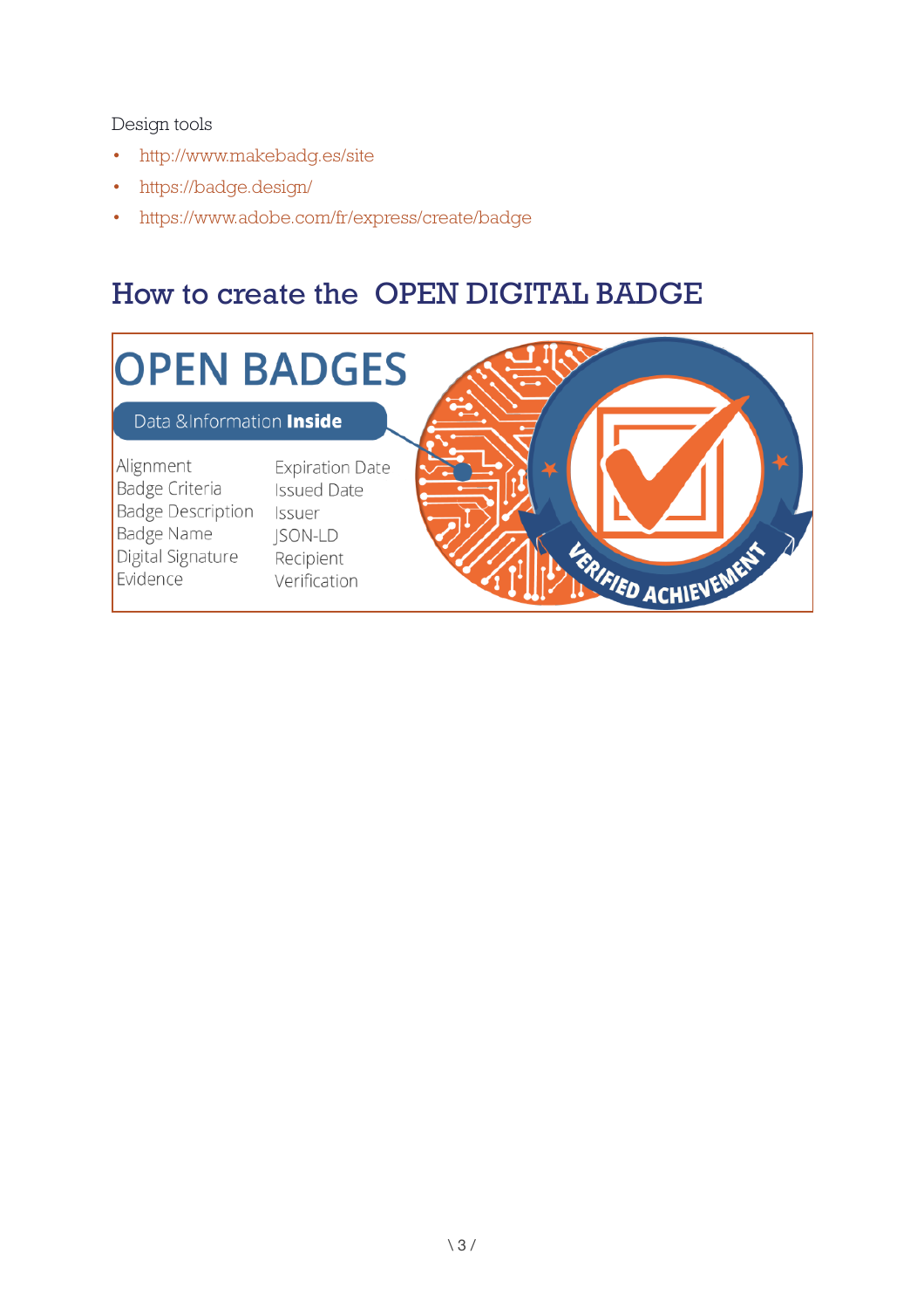Design tools

- http://www.makebadg.es/site
- https://badge.design/
- https://www.adobe.com/fr/express/create/badge

## How to create the OPEN DIGITAL BADGE

OPEN BADGES

Data &Information **Inside**

| | |
|---|---|
| Alignment | Expiration Date |
| Badge Criteria | Issued Date |
| Badge Description | Issuer |
| Badge Name | JSON-LD |
| Digital Signature | Recipient |
| Evidence | Verification |

VERIFIED ACHIEVEMENT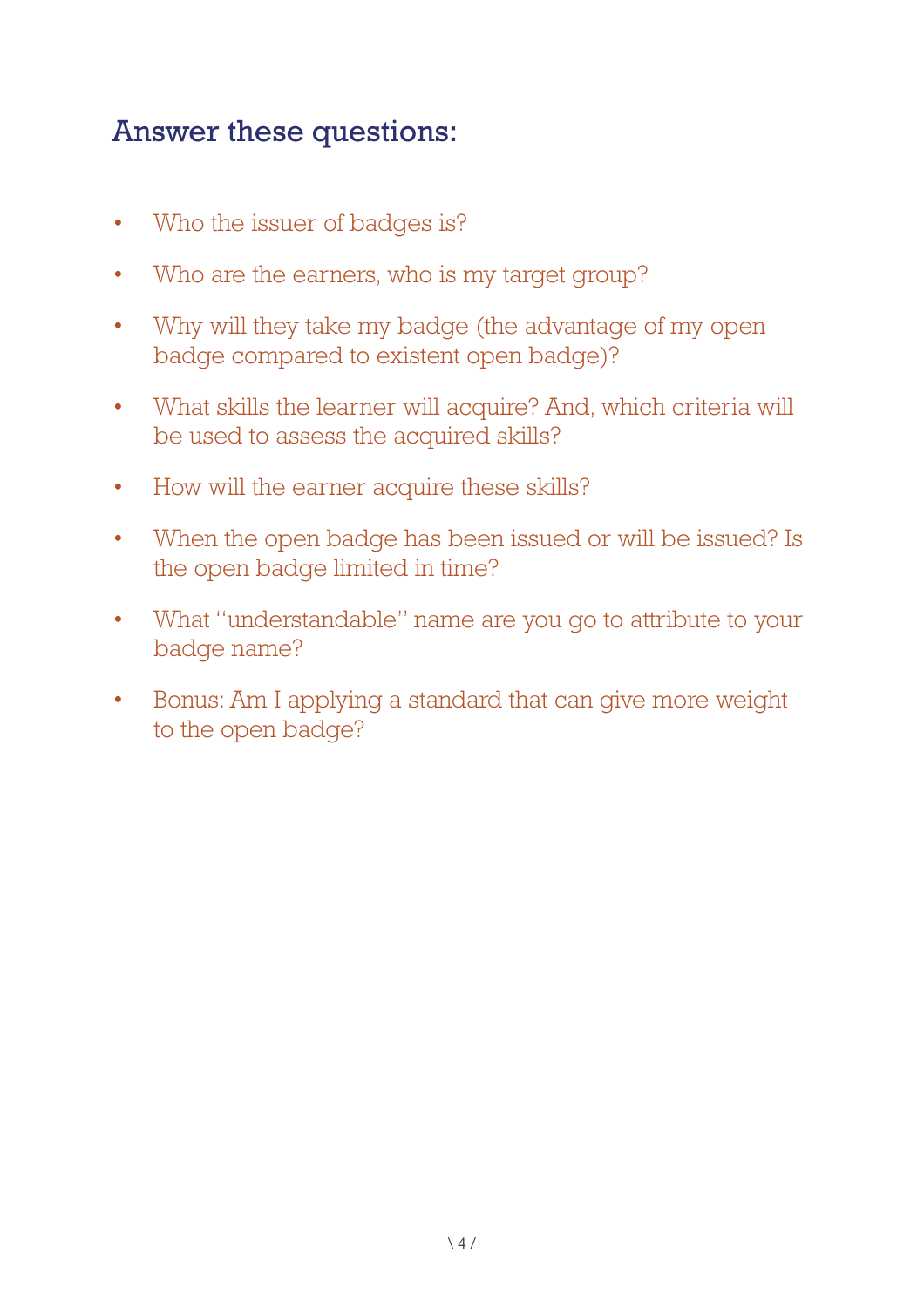## Answer these questions:

- Who the issuer of badges is?
- Who are the earners, who is my target group?
- Why will they take my badge (the advantage of my open badge compared to existent open badge)?
- What skills the learner will acquire? And, which criteria will be used to assess the acquired skills?
- How will the earner acquire these skills?
- When the open badge has been issued or will be issued? Is the open badge limited in time?
- What "understandable" name are you go to attribute to your badge name?
- Bonus: Am I applying a standard that can give more weight to the open badge?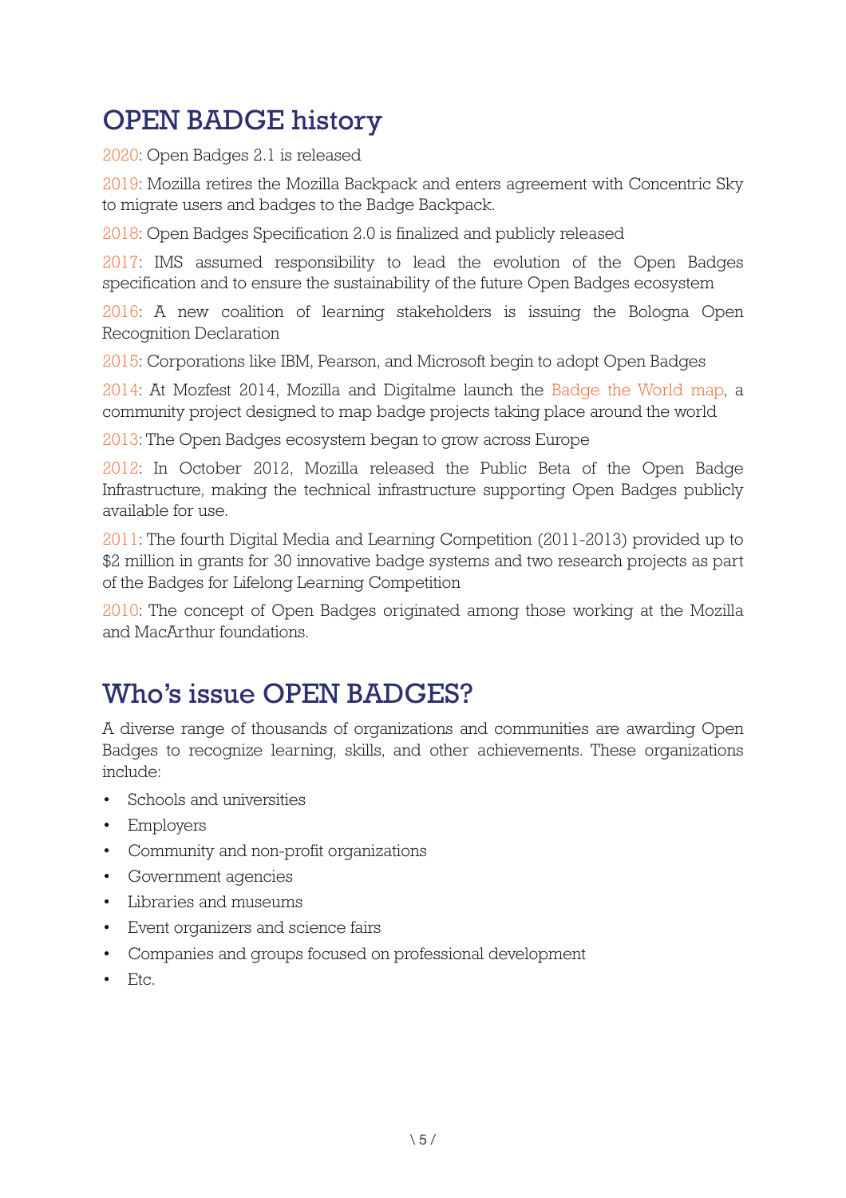# OPEN BADGE history

2020: Open Badges 2.1 is released

2019: Mozilla retires the Mozilla Backpack and enters agreement with Concentric Sky to migrate users and badges to the Badge Backpack.

2018: Open Badges Specification 2.0 is finalized and publicly released

2017: IMS assumed responsibility to lead the evolution of the Open Badges specification and to ensure the sustainability of the future Open Badges ecosystem

2016: A new coalition of learning stakeholders is issuing the Bologna Open Recognition Declaration

2015: Corporations like IBM, Pearson, and Microsoft begin to adopt Open Badges

2014: At Mozfest 2014, Mozilla and Digitalme launch the Badge the World map, a community project designed to map badge projects taking place around the world

2013: The Open Badges ecosystem began to grow across Europe

2012: In October 2012, Mozilla released the Public Beta of the Open Badge Infrastructure, making the technical infrastructure supporting Open Badges publicly available for use.

2011: The fourth Digital Media and Learning Competition (2011-2013) provided up to $2 million in grants for 30 innovative badge systems and two research projects as part of the Badges for Lifelong Learning Competition

2010: The concept of Open Badges originated among those working at the Mozilla and MacArthur foundations.

# Who's issue OPEN BADGES?

A diverse range of thousands of organizations and communities are awarding Open Badges to recognize learning, skills, and other achievements. These organizations include:

- Schools and universities
- Employers
- Community and non-profit organizations
- Government agencies
- Libraries and museums
- Event organizers and science fairs
- Companies and groups focused on professional development
- Etc.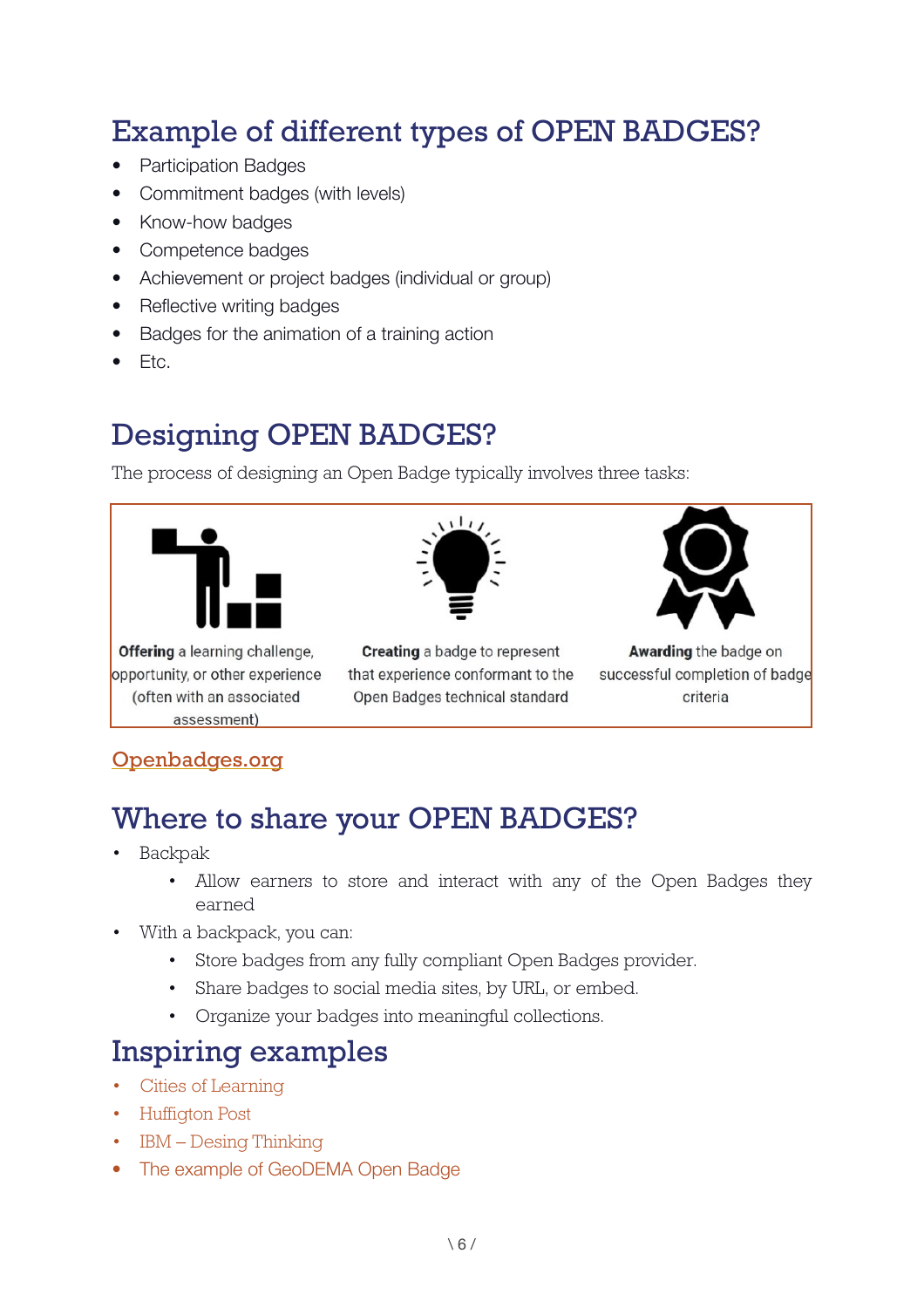## Example of different types of OPEN BADGES?

- Participation Badges
- Commitment badges (with levels)
- Know-how badges
- Competence badges
- Achievement or project badges (individual or group)
- Reflective writing badges
- Badges for the animation of a training action
- Etc.

## Designing OPEN BADGES?

The process of designing an Open Badge typically involves three tasks:

**Offering** a learning challenge, opportunity, or other experience (often with an associated assessment)

**Creating** a badge to represent that experience conformant to the Open Badges technical standard

**Awarding** the badge on successful completion of badge criteria

Openbadges.org

## Where to share your OPEN BADGES?

- Backpak
  - Allow earners to store and interact with any of the Open Badges they earned
- With a backpack, you can:
  - Store badges from any fully compliant Open Badges provider.
  - Share badges to social media sites, by URL, or embed.
  - Organize your badges into meaningful collections.

## Inspiring examples

- Cities of Learning
- Huffigton Post
- IBM – Desing Thinking
- The example of GeoDEMA Open Badge